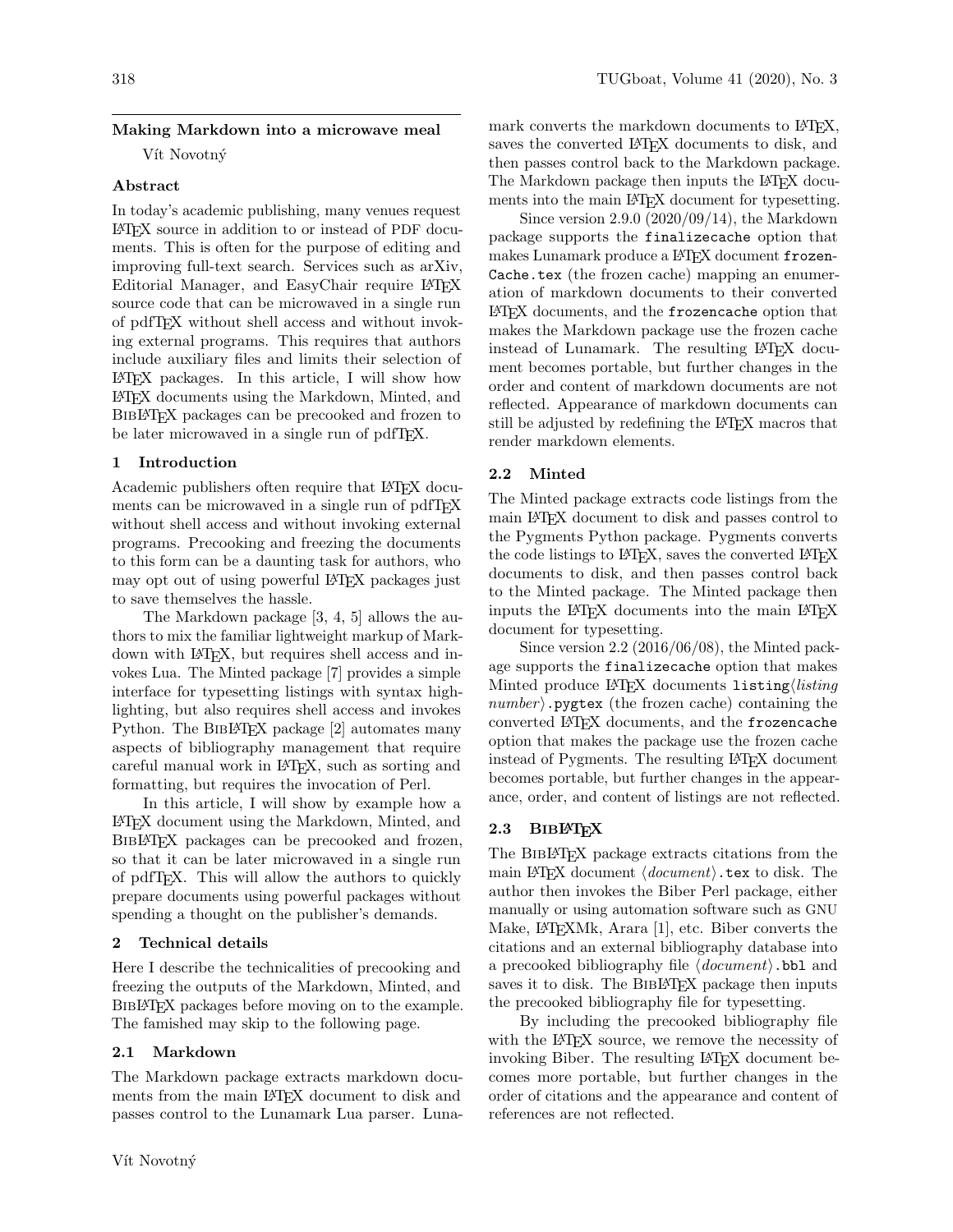# Making Markdown into a microwave meal

Vít Novotný

## Abstract

In today's academic publishing, many venues request LaTeX source in addition to or instead of PDF documents. This is often for the purpose of editing and improving full-text search. Services such as arXiv, Editorial Manager, and EasyChair require LaTeX source code that can be microwaved in a single run of pdfTeX without shell access and without invoking external programs. This requires that authors include auxiliary files and limits their selection of LaTeX packages. In this article, I will show how LaTeX documents using the Markdown, Minted, and BibLaTeX packages can be precooked and frozen to be later microwaved in a single run of pdfTeX.

## 1 Introduction

Academic publishers often require that LaTeX documents can be microwaved in a single run of pdfTeX without shell access and without invoking external programs. Precooking and freezing the documents to this form can be a daunting task for authors, who may opt out of using powerful LaTeX packages just to save themselves the hassle.

The Markdown package [3, 4, 5] allows the authors to mix the familiar lightweight markup of Markdown with LaTeX, but requires shell access and invokes Lua. The Minted package [7] provides a simple interface for typesetting listings with syntax highlighting, but also requires shell access and invokes Python. The BibLaTeX package [2] automates many aspects of bibliography management that require careful manual work in LaTeX, such as sorting and formatting, but requires the invocation of Perl.

In this article, I will show by example how a LaTeX document using the Markdown, Minted, and BibLaTeX packages can be precooked and frozen, so that it can be later microwaved in a single run of pdfTeX. This will allow the authors to quickly prepare documents using powerful packages without spending a thought on the publisher's demands.

## 2 Technical details

Here I describe the technicalities of precooking and freezing the outputs of the Markdown, Minted, and BibLaTeX packages before moving on to the example. The famished may skip to the following page.

### 2.1 Markdown

The Markdown package extracts markdown documents from the main LaTeX document to disk and passes control to the Lunamark Lua parser. Lunamark converts the markdown documents to LaTeX, saves the converted LaTeX documents to disk, and then passes control back to the Markdown package. The Markdown package then inputs the LaTeX documents into the main LaTeX document for typesetting.

Since version 2.9.0 (2020/09/14), the Markdown package supports the `finalizecache` option that makes Lunamark produce a LaTeX document `frozenCache.tex` (the frozen cache) mapping an enumeration of markdown documents to their converted LaTeX documents, and the `frozencache` option that makes the Markdown package use the frozen cache instead of Lunamark. The resulting LaTeX document becomes portable, but further changes in the order and content of markdown documents are not reflected. Appearance of markdown documents can still be adjusted by redefining the LaTeX macros that render markdown elements.

### 2.2 Minted

The Minted package extracts code listings from the main LaTeX document to disk and passes control to the Pygments Python package. Pygments converts the code listings to LaTeX, saves the converted LaTeX documents to disk, and then passes control back to the Minted package. The Minted package then inputs the LaTeX documents into the main LaTeX document for typesetting.

Since version 2.2 (2016/06/08), the Minted package supports the `finalizecache` option that makes Minted produce LaTeX documents `listing`⟨*listing number*⟩`.pygtex` (the frozen cache) containing the converted LaTeX documents, and the `frozencache` option that makes the package use the frozen cache instead of Pygments. The resulting LaTeX document becomes portable, but further changes in the appearance, order, and content of listings are not reflected.

### 2.3 BibLaTeX

The BibLaTeX package extracts citations from the main LaTeX document ⟨*document*⟩`.tex` to disk. The author then invokes the Biber Perl package, either manually or using automation software such as GNU Make, LaTeXMk, Arara [1], etc. Biber converts the citations and an external bibliography database into a precooked bibliography file ⟨*document*⟩`.bbl` and saves it to disk. The BibLaTeX package then inputs the precooked bibliography file for typesetting.

By including the precooked bibliography file with the LaTeX source, we remove the necessity of invoking Biber. The resulting LaTeX document becomes more portable, but further changes in the order of citations and the appearance and content of references are not reflected.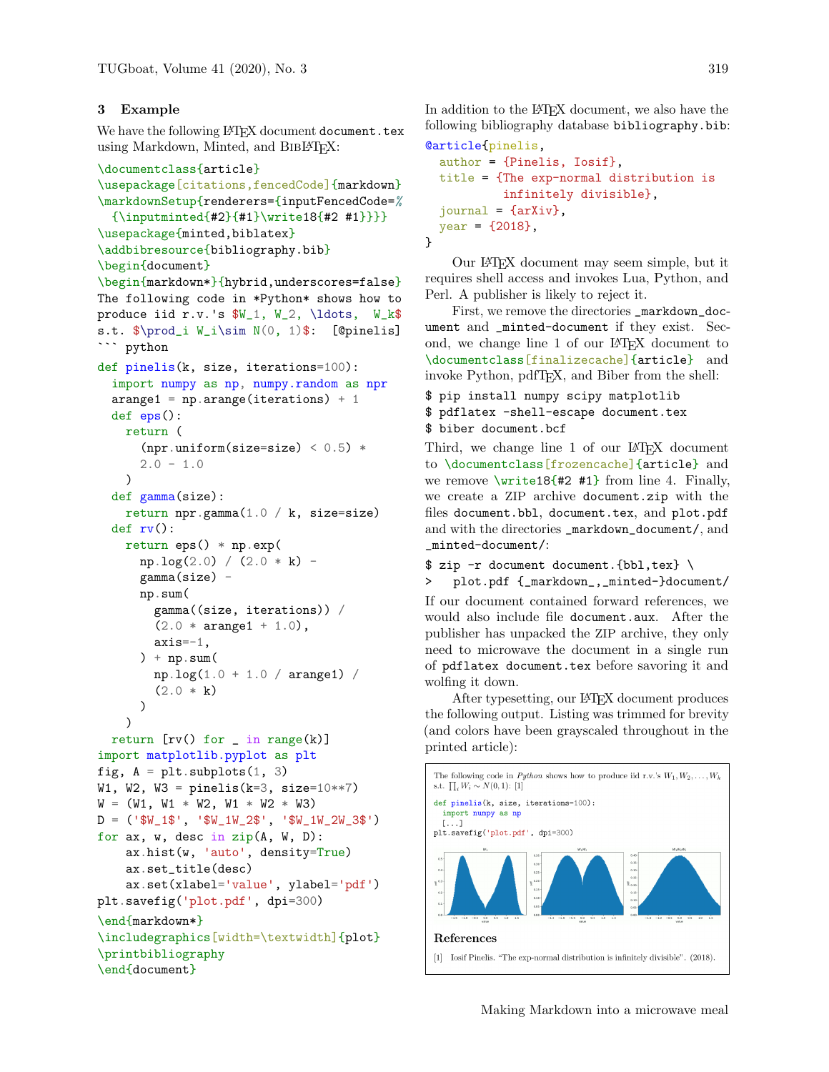## 3 Example

We have the following LaTeX document `document.tex` using Markdown, Minted, and BibLaTeX:

```
\documentclass{article}
\usepackage[citations,fencedCode]{markdown}
\markdownSetup{renderers={inputFencedCode=%
  {\inputminted{#2}{#1}\write18{#2 #1}}}}
\usepackage{minted,biblatex}
\addbibresource{bibliography.bib}
\begin{document}
\begin{markdown*}{hybrid,underscores=false}
The following code in *Python* shows how to
produce iid r.v.'s $W_1, W_2, \ldots,  W_k$
s.t. $\prod_i W_i\sim N(0, 1)$:  [@pinelis]
``` python
def pinelis(k, size, iterations=100):
  import numpy as np, numpy.random as npr
  arange1 = np.arange(iterations) + 1
  def eps():
    return (
      (npr.uniform(size=size) < 0.5) *
      2.0 - 1.0
    )
  def gamma(size):
    return npr.gamma(1.0 / k, size=size)
  def rv():
    return eps() * np.exp(
      np.log(2.0) / (2.0 * k) -
      gamma(size) -
      np.sum(
        gamma((size, iterations)) /
        (2.0 * arange1 + 1.0),
        axis=-1,
      ) + np.sum(
        np.log(1.0 + 1.0 / arange1) /
        (2.0 * k)
      )
    )
  return [rv() for _ in range(k)]
import matplotlib.pyplot as plt
fig, A = plt.subplots(1, 3)
W1, W2, W3 = pinelis(k=3, size=10**7)
W = (W1, W1 * W2, W1 * W2 * W3)
D = ('$W_1$', '$W_1W_2$', '$W_1W_2W_3$')
for ax, w, desc in zip(A, W, D):
    ax.hist(w, 'auto', density=True)
    ax.set_title(desc)
    ax.set(xlabel='value', ylabel='pdf')
plt.savefig('plot.pdf', dpi=300)
\end{markdown*}
\includegraphics[width=\textwidth]{plot}
\printbibliography
\end{document}
```

In addition to the LaTeX document, we also have the following bibliography database `bibliography.bib`:

```
@article{pinelis,
  author = {Pinelis, Iosif},
  title = {The exp-normal distribution is
           infinitely divisible},
  journal = {arXiv},
  year = {2018},
}
```

Our LaTeX document may seem simple, but it requires shell access and invokes Lua, Python, and Perl. A publisher is likely to reject it.

First, we remove the directories `_markdown_document` and `_minted-document` if they exist. Second, we change line 1 of our LaTeX document to `\documentclass[finalizecache]{article}` and invoke Python, pdfTeX, and Biber from the shell:

```
$ pip install numpy scipy matplotlib
$ pdflatex -shell-escape document.tex
$ biber document.bcf
```

Third, we change line 1 of our LaTeX document to `\documentclass[frozencache]{article}` and we remove `\write18{#2 #1}` from line 4. Finally, we create a ZIP archive `document.zip` with the files `document.bbl`, `document.tex`, and `plot.pdf` and with the directories `_markdown_document/`, and `_minted-document/`:

```
$ zip -r document document.{bbl,tex} \
>   plot.pdf {_markdown_,_minted-}document/
```

If our document contained forward references, we would also include file `document.aux`. After the publisher has unpacked the ZIP archive, they only need to microwave the document in a single run of `pdflatex document.tex` before savoring it and wolfing it down.

After typesetting, our LaTeX document produces the following output. Listing was trimmed for brevity (and colors have been grayscaled throughout the printed article):

The following code in *Python* shows how to produce iid r.v.'s $W_1, W_2, \ldots, W_k$ s.t. $\prod_i W_i \sim N(0,1)$: [1]

```
def pinelis(k, size, iterations=100):
  import numpy as np
  [...]
plt.savefig('plot.pdf', dpi=300)
```

**References**

[1] Iosif Pinelis. "The exp-normal distribution is infinitely divisible". (2018).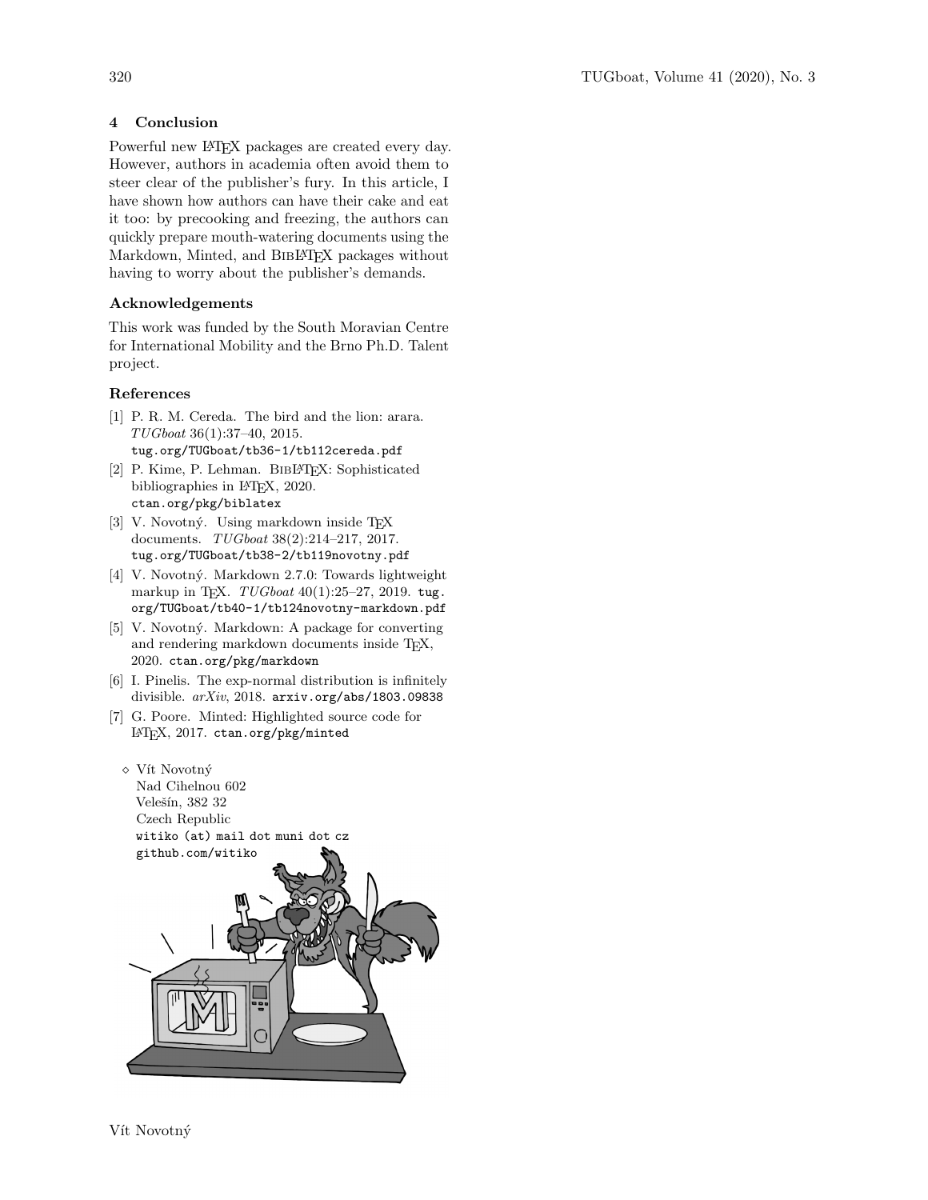## 4 Conclusion

Powerful new LaTeX packages are created every day. However, authors in academia often avoid them to steer clear of the publisher's fury. In this article, I have shown how authors can have their cake and eat it too: by precooking and freezing, the authors can quickly prepare mouth-watering documents using the Markdown, Minted, and BibLaTeX packages without having to worry about the publisher's demands.

### Acknowledgements

This work was funded by the South Moravian Centre for International Mobility and the Brno Ph.D. Talent project.

### References

[1] P. R. M. Cereda. The bird and the lion: arara. *TUGboat* 36(1):37–40, 2015. `tug.org/TUGboat/tb36-1/tb112cereda.pdf`

[2] P. Kime, P. Lehman. BibLaTeX: Sophisticated bibliographies in LaTeX, 2020. `ctan.org/pkg/biblatex`

[3] V. Novotný. Using markdown inside TeX documents. *TUGboat* 38(2):214–217, 2017. `tug.org/TUGboat/tb38-2/tb119novotny.pdf`

[4] V. Novotný. Markdown 2.7.0: Towards lightweight markup in TeX. *TUGboat* 40(1):25–27, 2019. `tug.org/TUGboat/tb40-1/tb124novotny-markdown.pdf`

[5] V. Novotný. Markdown: A package for converting and rendering markdown documents inside TeX, 2020. `ctan.org/pkg/markdown`

[6] I. Pinelis. The exp-normal distribution is infinitely divisible. *arXiv*, 2018. `arxiv.org/abs/1803.09838`

[7] G. Poore. Minted: Highlighted source code for LaTeX, 2017. `ctan.org/pkg/minted`

◇ Vít Novotný
Nad Cihelnou 602
Velešín, 382 32
Czech Republic
`witiko (at) mail dot muni dot cz`
`github.com/witiko`